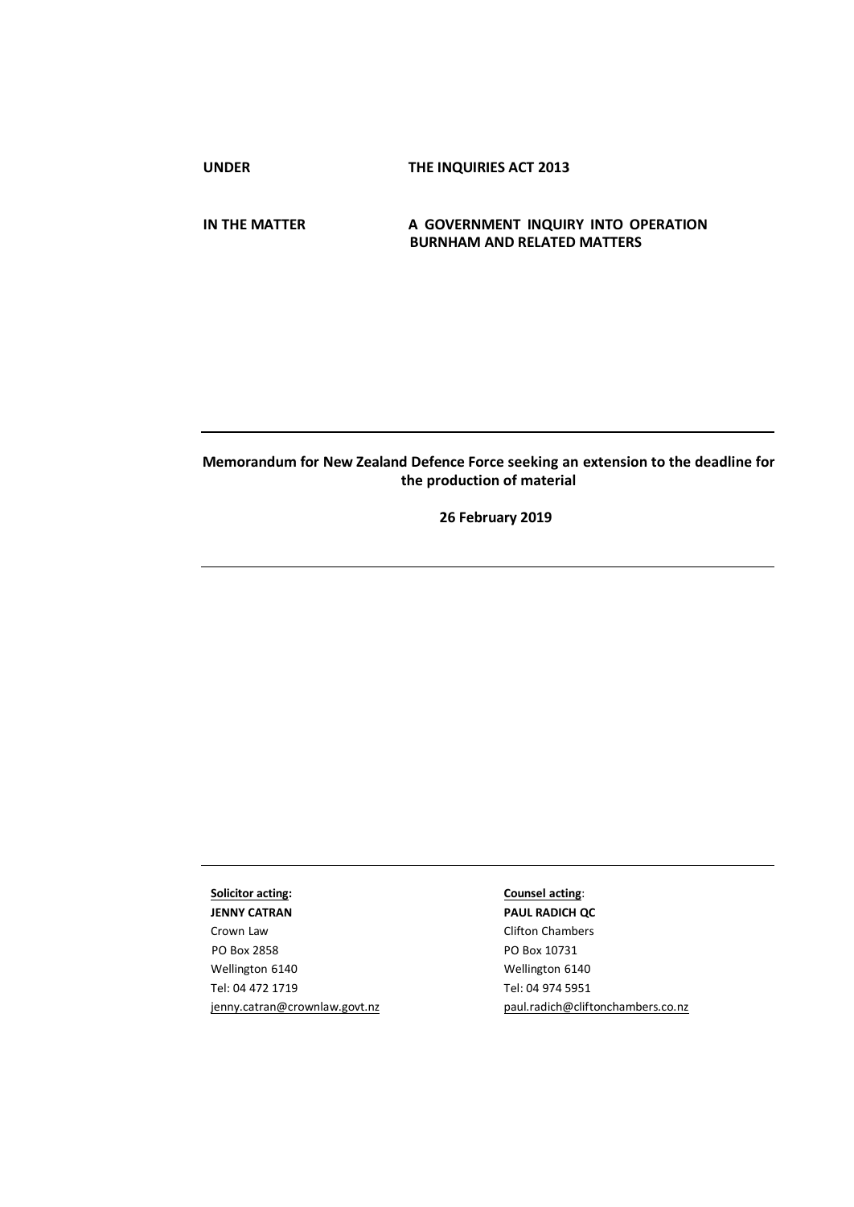**UNDER** THE INQUIRIES ACT 2013

**IN THE MATTER** A GOVERNMENT INQUIRY INTO OPERATION BURNHAM AND RELATED MATTERS

---

**Memorandum for New Zealand Defence Force seeking an extension to the deadline for the production of material**

**26 February 2019**

---

**Solicitor acting:**
**JENNY CATRAN**
Crown Law
PO Box 2858
Wellington 6140
Tel: 04 472 1719
jenny.catran@crownlaw.govt.nz

**Counsel acting:**
**PAUL RADICH QC**
Clifton Chambers
PO Box 10731
Wellington 6140
Tel: 04 974 5951
paul.radich@cliftonchambers.co.nz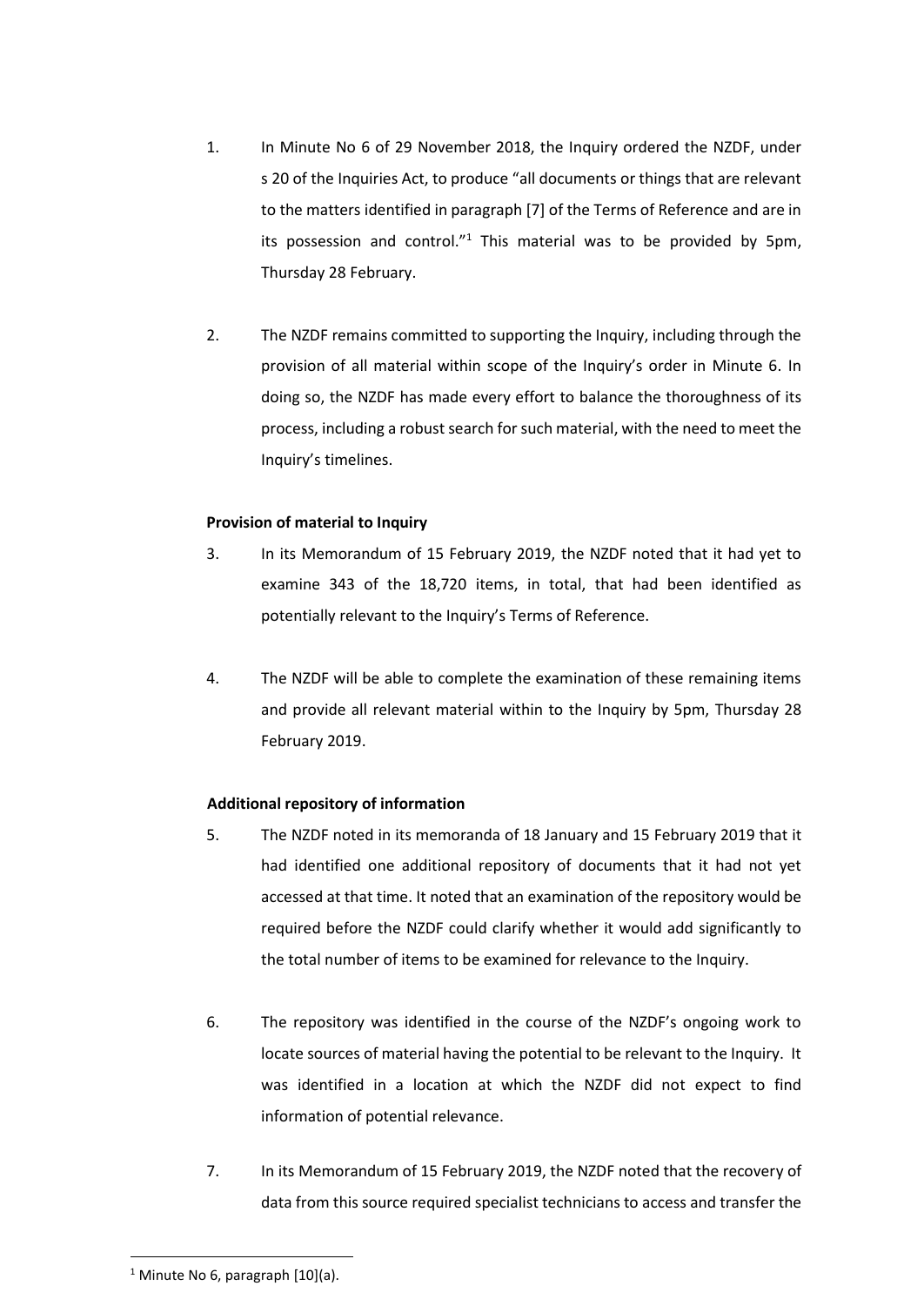1. In Minute No 6 of 29 November 2018, the Inquiry ordered the NZDF, under s 20 of the Inquiries Act, to produce "all documents or things that are relevant to the matters identified in paragraph [7] of the Terms of Reference and are in its possession and control."[1] This material was to be provided by 5pm, Thursday 28 February.

2. The NZDF remains committed to supporting the Inquiry, including through the provision of all material within scope of the Inquiry's order in Minute 6. In doing so, the NZDF has made every effort to balance the thoroughness of its process, including a robust search for such material, with the need to meet the Inquiry's timelines.

**Provision of material to Inquiry**

3. In its Memorandum of 15 February 2019, the NZDF noted that it had yet to examine 343 of the 18,720 items, in total, that had been identified as potentially relevant to the Inquiry's Terms of Reference.

4. The NZDF will be able to complete the examination of these remaining items and provide all relevant material within to the Inquiry by 5pm, Thursday 28 February 2019.

**Additional repository of information**

5. The NZDF noted in its memoranda of 18 January and 15 February 2019 that it had identified one additional repository of documents that it had not yet accessed at that time. It noted that an examination of the repository would be required before the NZDF could clarify whether it would add significantly to the total number of items to be examined for relevance to the Inquiry.

6. The repository was identified in the course of the NZDF's ongoing work to locate sources of material having the potential to be relevant to the Inquiry. It was identified in a location at which the NZDF did not expect to find information of potential relevance.

7. In its Memorandum of 15 February 2019, the NZDF noted that the recovery of data from this source required specialist technicians to access and transfer the

[1] Minute No 6, paragraph [10](a).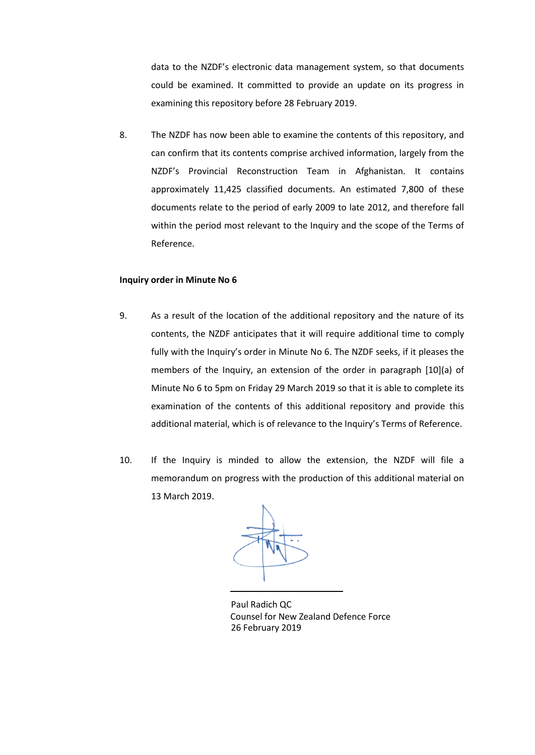data to the NZDF's electronic data management system, so that documents could be examined. It committed to provide an update on its progress in examining this repository before 28 February 2019.

8. The NZDF has now been able to examine the contents of this repository, and can confirm that its contents comprise archived information, largely from the NZDF's Provincial Reconstruction Team in Afghanistan. It contains approximately 11,425 classified documents. An estimated 7,800 of these documents relate to the period of early 2009 to late 2012, and therefore fall within the period most relevant to the Inquiry and the scope of the Terms of Reference.

**Inquiry order in Minute No 6**

9. As a result of the location of the additional repository and the nature of its contents, the NZDF anticipates that it will require additional time to comply fully with the Inquiry's order in Minute No 6. The NZDF seeks, if it pleases the members of the Inquiry, an extension of the order in paragraph [10](a) of Minute No 6 to 5pm on Friday 29 March 2019 so that it is able to complete its examination of the contents of this additional repository and provide this additional material, which is of relevance to the Inquiry's Terms of Reference.

10. If the Inquiry is minded to allow the extension, the NZDF will file a memorandum on progress with the production of this additional material on 13 March 2019.

Paul Radich QC
Counsel for New Zealand Defence Force
26 February 2019